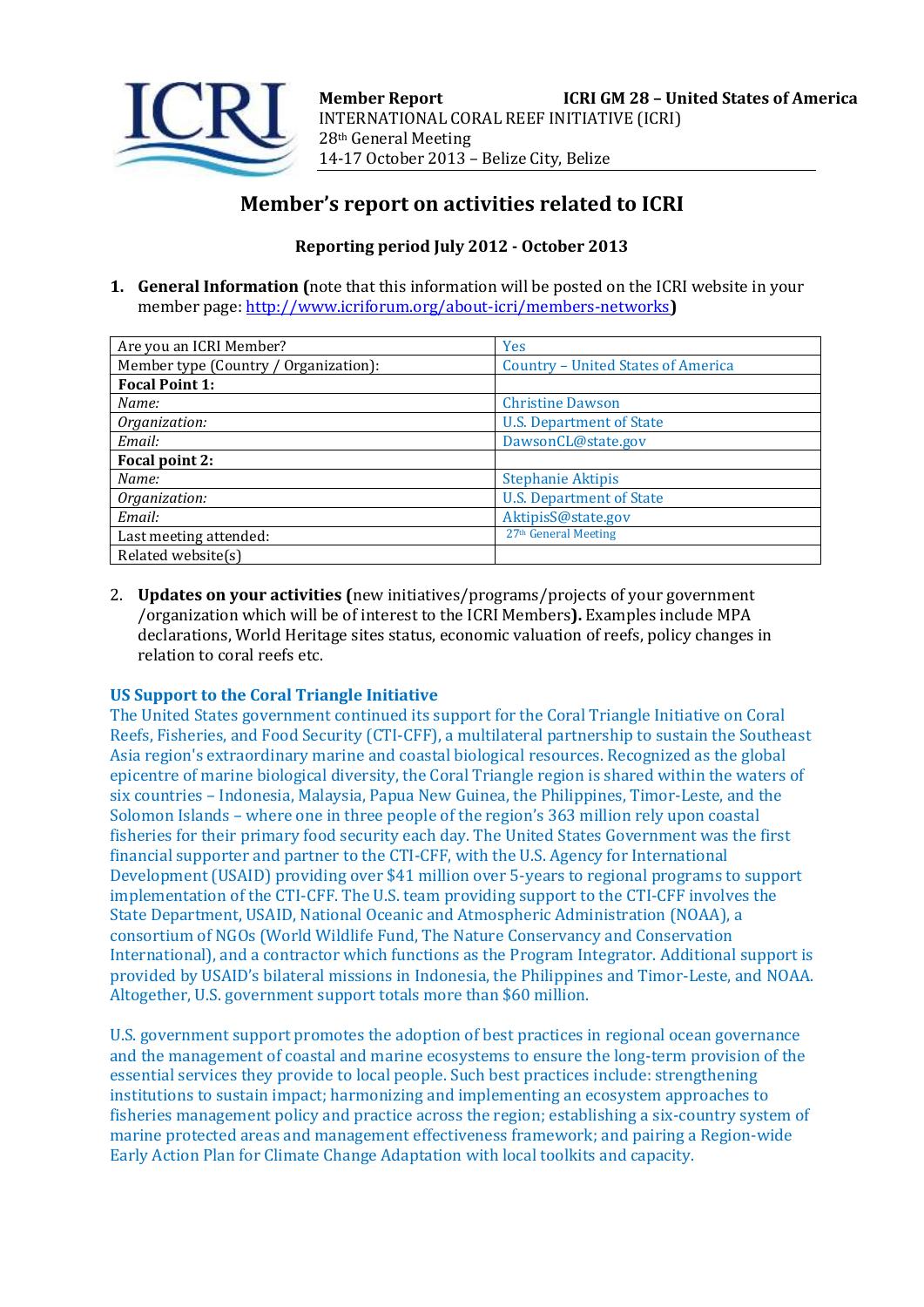**Member Report** **ICRI GM 28 – United States of America**
INTERNATIONAL CORAL REEF INITIATIVE (ICRI)
28th General Meeting
14-17 October 2013 – Belize City, Belize

# Member's report on activities related to ICRI

**Reporting period July 2012 - October 2013**

1. **General Information (**note that this information will be posted on the ICRI website in your member page: http://www.icriforum.org/about-icri/members-networks**)**

| Are you an ICRI Member? | Yes |
|---|---|
| Member type (Country / Organization): | Country – United States of America |
| **Focal Point 1:** | |
| *Name:* | Christine Dawson |
| *Organization:* | U.S. Department of State |
| *Email:* | DawsonCL@state.gov |
| **Focal point 2:** | |
| *Name:* | Stephanie Aktipis |
| *Organization:* | U.S. Department of State |
| *Email:* | AktipisS@state.gov |
| Last meeting attended: | 27th General Meeting |
| Related website(s) | |

2. **Updates on your activities (**new initiatives/programs/projects of your government /organization which will be of interest to the ICRI Members**).** Examples include MPA declarations, World Heritage sites status, economic valuation of reefs, policy changes in relation to coral reefs etc.

### US Support to the Coral Triangle Initiative

The United States government continued its support for the Coral Triangle Initiative on Coral Reefs, Fisheries, and Food Security (CTI-CFF), a multilateral partnership to sustain the Southeast Asia region's extraordinary marine and coastal biological resources. Recognized as the global epicentre of marine biological diversity, the Coral Triangle region is shared within the waters of six countries – Indonesia, Malaysia, Papua New Guinea, the Philippines, Timor-Leste, and the Solomon Islands – where one in three people of the region's 363 million rely upon coastal fisheries for their primary food security each day. The United States Government was the first financial supporter and partner to the CTI-CFF, with the U.S. Agency for International Development (USAID) providing over $41 million over 5-years to regional programs to support implementation of the CTI-CFF. The U.S. team providing support to the CTI-CFF involves the State Department, USAID, National Oceanic and Atmospheric Administration (NOAA), a consortium of NGOs (World Wildlife Fund, The Nature Conservancy and Conservation International), and a contractor which functions as the Program Integrator. Additional support is provided by USAID's bilateral missions in Indonesia, the Philippines and Timor-Leste, and NOAA. Altogether, U.S. government support totals more than $60 million.

U.S. government support promotes the adoption of best practices in regional ocean governance and the management of coastal and marine ecosystems to ensure the long-term provision of the essential services they provide to local people. Such best practices include: strengthening institutions to sustain impact; harmonizing and implementing an ecosystem approaches to fisheries management policy and practice across the region; establishing a six-country system of marine protected areas and management effectiveness framework; and pairing a Region-wide Early Action Plan for Climate Change Adaptation with local toolkits and capacity.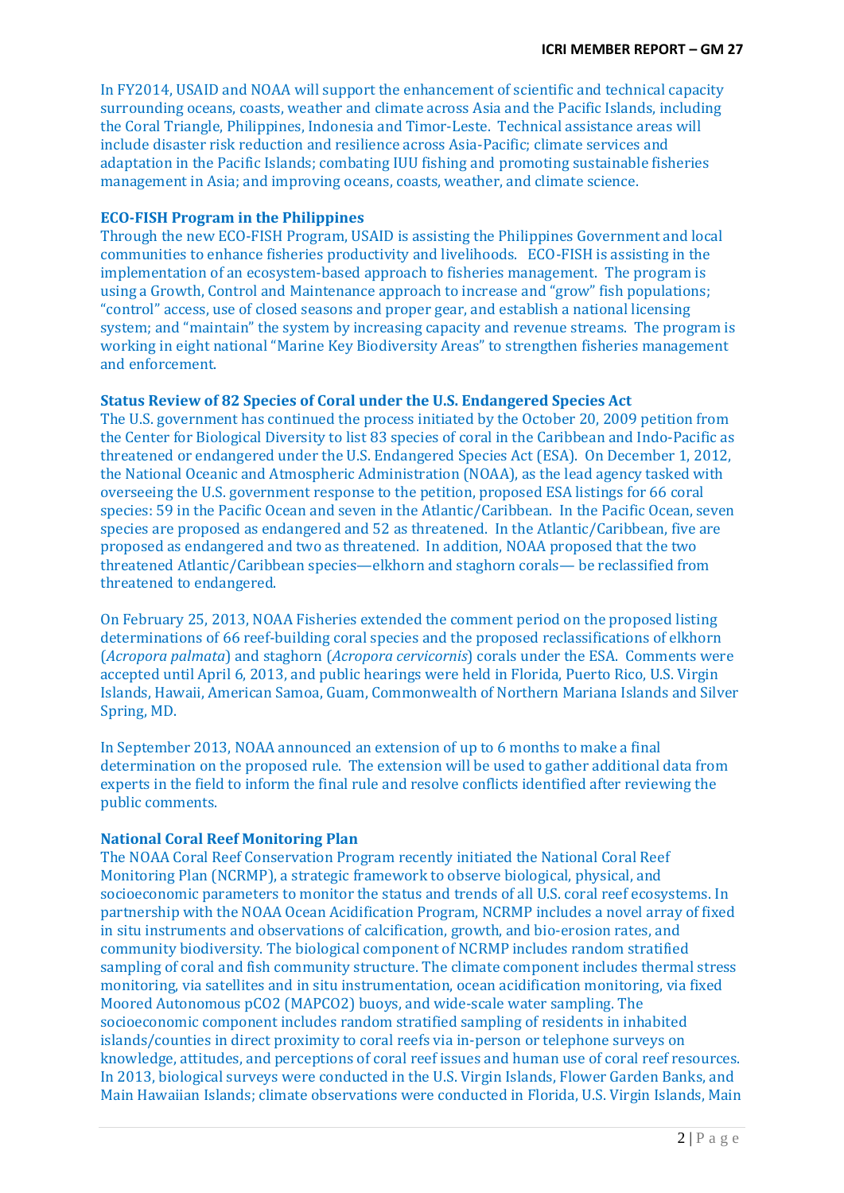In FY2014, USAID and NOAA will support the enhancement of scientific and technical capacity surrounding oceans, coasts, weather and climate across Asia and the Pacific Islands, including the Coral Triangle, Philippines, Indonesia and Timor-Leste. Technical assistance areas will include disaster risk reduction and resilience across Asia-Pacific; climate services and adaptation in the Pacific Islands; combating IUU fishing and promoting sustainable fisheries management in Asia; and improving oceans, coasts, weather, and climate science.

**ECO-FISH Program in the Philippines**

Through the new ECO-FISH Program, USAID is assisting the Philippines Government and local communities to enhance fisheries productivity and livelihoods. ECO-FISH is assisting in the implementation of an ecosystem-based approach to fisheries management. The program is using a Growth, Control and Maintenance approach to increase and "grow" fish populations; "control" access, use of closed seasons and proper gear, and establish a national licensing system; and "maintain" the system by increasing capacity and revenue streams. The program is working in eight national "Marine Key Biodiversity Areas" to strengthen fisheries management and enforcement.

**Status Review of 82 Species of Coral under the U.S. Endangered Species Act**

The U.S. government has continued the process initiated by the October 20, 2009 petition from the Center for Biological Diversity to list 83 species of coral in the Caribbean and Indo-Pacific as threatened or endangered under the U.S. Endangered Species Act (ESA). On December 1, 2012, the National Oceanic and Atmospheric Administration (NOAA), as the lead agency tasked with overseeing the U.S. government response to the petition, proposed ESA listings for 66 coral species: 59 in the Pacific Ocean and seven in the Atlantic/Caribbean. In the Pacific Ocean, seven species are proposed as endangered and 52 as threatened. In the Atlantic/Caribbean, five are proposed as endangered and two as threatened. In addition, NOAA proposed that the two threatened Atlantic/Caribbean species—elkhorn and staghorn corals— be reclassified from threatened to endangered.

On February 25, 2013, NOAA Fisheries extended the comment period on the proposed listing determinations of 66 reef-building coral species and the proposed reclassifications of elkhorn (*Acropora palmata*) and staghorn (*Acropora cervicornis*) corals under the ESA. Comments were accepted until April 6, 2013, and public hearings were held in Florida, Puerto Rico, U.S. Virgin Islands, Hawaii, American Samoa, Guam, Commonwealth of Northern Mariana Islands and Silver Spring, MD.

In September 2013, NOAA announced an extension of up to 6 months to make a final determination on the proposed rule. The extension will be used to gather additional data from experts in the field to inform the final rule and resolve conflicts identified after reviewing the public comments.

**National Coral Reef Monitoring Plan**

The NOAA Coral Reef Conservation Program recently initiated the National Coral Reef Monitoring Plan (NCRMP), a strategic framework to observe biological, physical, and socioeconomic parameters to monitor the status and trends of all U.S. coral reef ecosystems. In partnership with the NOAA Ocean Acidification Program, NCRMP includes a novel array of fixed in situ instruments and observations of calcification, growth, and bio-erosion rates, and community biodiversity. The biological component of NCRMP includes random stratified sampling of coral and fish community structure. The climate component includes thermal stress monitoring, via satellites and in situ instrumentation, ocean acidification monitoring, via fixed Moored Autonomous pCO2 (MAPCO2) buoys, and wide-scale water sampling. The socioeconomic component includes random stratified sampling of residents in inhabited islands/counties in direct proximity to coral reefs via in-person or telephone surveys on knowledge, attitudes, and perceptions of coral reef issues and human use of coral reef resources. In 2013, biological surveys were conducted in the U.S. Virgin Islands, Flower Garden Banks, and Main Hawaiian Islands; climate observations were conducted in Florida, U.S. Virgin Islands, Main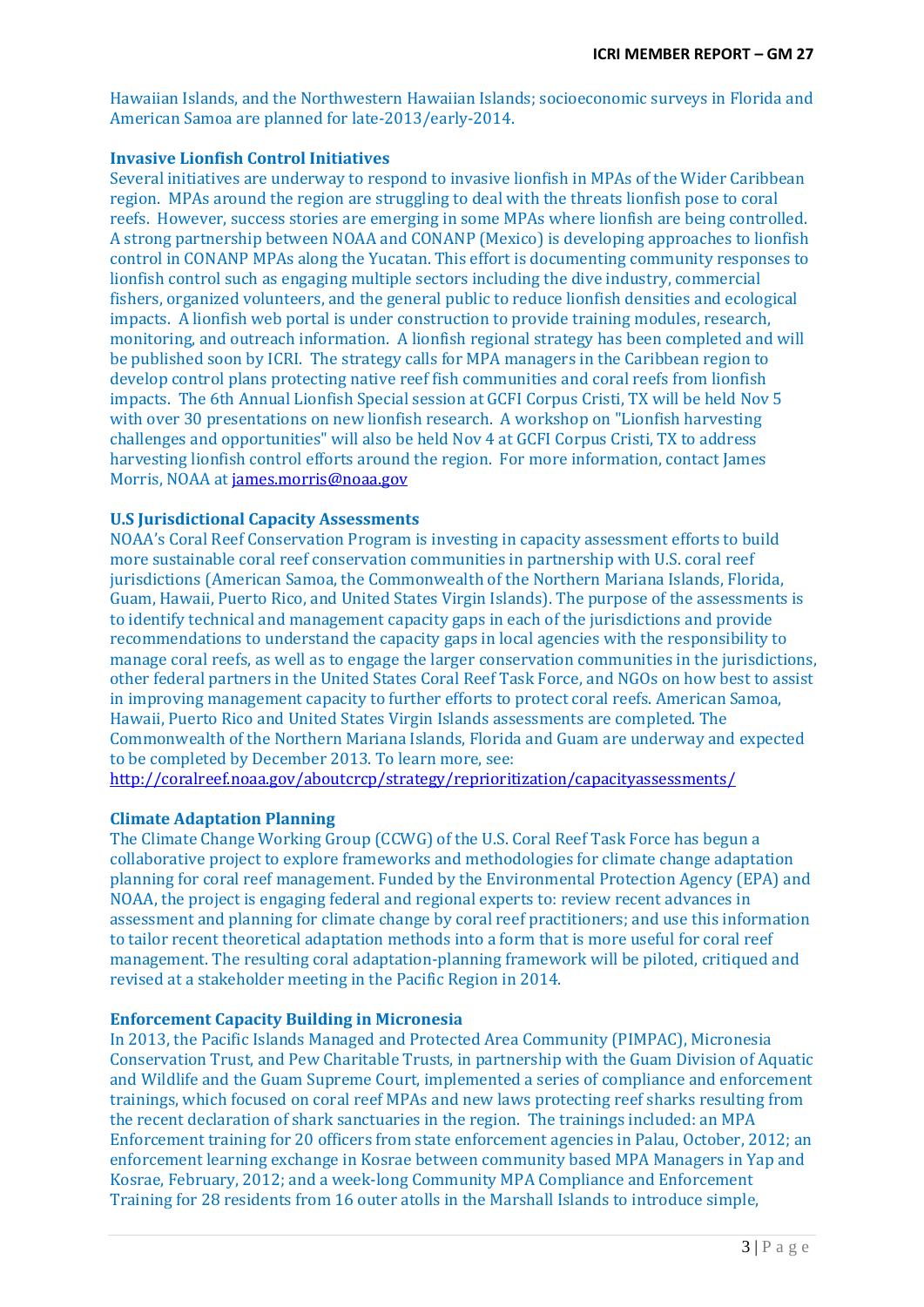Hawaiian Islands, and the Northwestern Hawaiian Islands; socioeconomic surveys in Florida and American Samoa are planned for late-2013/early-2014.

### Invasive Lionfish Control Initiatives

Several initiatives are underway to respond to invasive lionfish in MPAs of the Wider Caribbean region. MPAs around the region are struggling to deal with the threats lionfish pose to coral reefs. However, success stories are emerging in some MPAs where lionfish are being controlled. A strong partnership between NOAA and CONANP (Mexico) is developing approaches to lionfish control in CONANP MPAs along the Yucatan. This effort is documenting community responses to lionfish control such as engaging multiple sectors including the dive industry, commercial fishers, organized volunteers, and the general public to reduce lionfish densities and ecological impacts. A lionfish web portal is under construction to provide training modules, research, monitoring, and outreach information. A lionfish regional strategy has been completed and will be published soon by ICRI. The strategy calls for MPA managers in the Caribbean region to develop control plans protecting native reef fish communities and coral reefs from lionfish impacts. The 6th Annual Lionfish Special session at GCFI Corpus Cristi, TX will be held Nov 5 with over 30 presentations on new lionfish research. A workshop on "Lionfish harvesting challenges and opportunities" will also be held Nov 4 at GCFI Corpus Cristi, TX to address harvesting lionfish control efforts around the region. For more information, contact James Morris, NOAA at james.morris@noaa.gov

### U.S Jurisdictional Capacity Assessments

NOAA's Coral Reef Conservation Program is investing in capacity assessment efforts to build more sustainable coral reef conservation communities in partnership with U.S. coral reef jurisdictions (American Samoa, the Commonwealth of the Northern Mariana Islands, Florida, Guam, Hawaii, Puerto Rico, and United States Virgin Islands). The purpose of the assessments is to identify technical and management capacity gaps in each of the jurisdictions and provide recommendations to understand the capacity gaps in local agencies with the responsibility to manage coral reefs, as well as to engage the larger conservation communities in the jurisdictions, other federal partners in the United States Coral Reef Task Force, and NGOs on how best to assist in improving management capacity to further efforts to protect coral reefs. American Samoa, Hawaii, Puerto Rico and United States Virgin Islands assessments are completed. The Commonwealth of the Northern Mariana Islands, Florida and Guam are underway and expected to be completed by December 2013. To learn more, see: http://coralreef.noaa.gov/aboutcrcp/strategy/reprioritization/capacityassessments/

### Climate Adaptation Planning

The Climate Change Working Group (CCWG) of the U.S. Coral Reef Task Force has begun a collaborative project to explore frameworks and methodologies for climate change adaptation planning for coral reef management. Funded by the Environmental Protection Agency (EPA) and NOAA, the project is engaging federal and regional experts to: review recent advances in assessment and planning for climate change by coral reef practitioners; and use this information to tailor recent theoretical adaptation methods into a form that is more useful for coral reef management. The resulting coral adaptation-planning framework will be piloted, critiqued and revised at a stakeholder meeting in the Pacific Region in 2014.

### Enforcement Capacity Building in Micronesia

In 2013, the Pacific Islands Managed and Protected Area Community (PIMPAC), Micronesia Conservation Trust, and Pew Charitable Trusts, in partnership with the Guam Division of Aquatic and Wildlife and the Guam Supreme Court, implemented a series of compliance and enforcement trainings, which focused on coral reef MPAs and new laws protecting reef sharks resulting from the recent declaration of shark sanctuaries in the region. The trainings included: an MPA Enforcement training for 20 officers from state enforcement agencies in Palau, October, 2012; an enforcement learning exchange in Kosrae between community based MPA Managers in Yap and Kosrae, February, 2012; and a week-long Community MPA Compliance and Enforcement Training for 28 residents from 16 outer atolls in the Marshall Islands to introduce simple,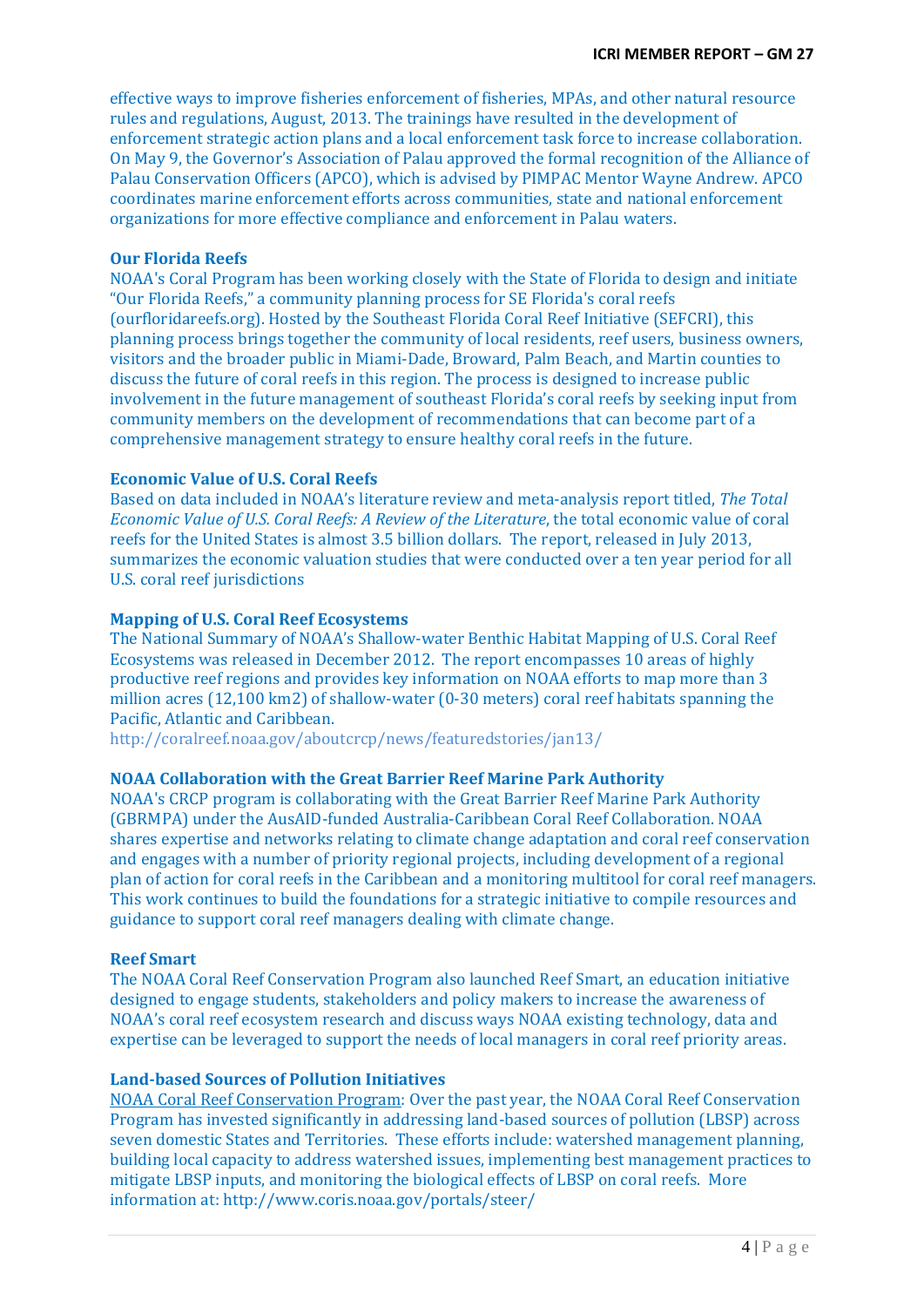effective ways to improve fisheries enforcement of fisheries, MPAs, and other natural resource rules and regulations, August, 2013. The trainings have resulted in the development of enforcement strategic action plans and a local enforcement task force to increase collaboration. On May 9, the Governor's Association of Palau approved the formal recognition of the Alliance of Palau Conservation Officers (APCO), which is advised by PIMPAC Mentor Wayne Andrew. APCO coordinates marine enforcement efforts across communities, state and national enforcement organizations for more effective compliance and enforcement in Palau waters.

**Our Florida Reefs**

NOAA's Coral Program has been working closely with the State of Florida to design and initiate "Our Florida Reefs," a community planning process for SE Florida's coral reefs (ourfloridareefs.org). Hosted by the Southeast Florida Coral Reef Initiative (SEFCRI), this planning process brings together the community of local residents, reef users, business owners, visitors and the broader public in Miami-Dade, Broward, Palm Beach, and Martin counties to discuss the future of coral reefs in this region. The process is designed to increase public involvement in the future management of southeast Florida's coral reefs by seeking input from community members on the development of recommendations that can become part of a comprehensive management strategy to ensure healthy coral reefs in the future.

**Economic Value of U.S. Coral Reefs**

Based on data included in NOAA's literature review and meta-analysis report titled, *The Total Economic Value of U.S. Coral Reefs: A Review of the Literature*, the total economic value of coral reefs for the United States is almost 3.5 billion dollars. The report, released in July 2013, summarizes the economic valuation studies that were conducted over a ten year period for all U.S. coral reef jurisdictions

**Mapping of U.S. Coral Reef Ecosystems**

The National Summary of NOAA's Shallow-water Benthic Habitat Mapping of U.S. Coral Reef Ecosystems was released in December 2012. The report encompasses 10 areas of highly productive reef regions and provides key information on NOAA efforts to map more than 3 million acres (12,100 km2) of shallow-water (0-30 meters) coral reef habitats spanning the Pacific, Atlantic and Caribbean.
http://coralreef.noaa.gov/aboutcrcp/news/featuredstories/jan13/

**NOAA Collaboration with the Great Barrier Reef Marine Park Authority**

NOAA's CRCP program is collaborating with the Great Barrier Reef Marine Park Authority (GBRMPA) under the AusAID-funded Australia-Caribbean Coral Reef Collaboration. NOAA shares expertise and networks relating to climate change adaptation and coral reef conservation and engages with a number of priority regional projects, including development of a regional plan of action for coral reefs in the Caribbean and a monitoring multitool for coral reef managers. This work continues to build the foundations for a strategic initiative to compile resources and guidance to support coral reef managers dealing with climate change.

**Reef Smart**

The NOAA Coral Reef Conservation Program also launched Reef Smart, an education initiative designed to engage students, stakeholders and policy makers to increase the awareness of NOAA's coral reef ecosystem research and discuss ways NOAA existing technology, data and expertise can be leveraged to support the needs of local managers in coral reef priority areas.

**Land-based Sources of Pollution Initiatives**

NOAA Coral Reef Conservation Program: Over the past year, the NOAA Coral Reef Conservation Program has invested significantly in addressing land-based sources of pollution (LBSP) across seven domestic States and Territories. These efforts include: watershed management planning, building local capacity to address watershed issues, implementing best management practices to mitigate LBSP inputs, and monitoring the biological effects of LBSP on coral reefs. More information at: http://www.coris.noaa.gov/portals/steer/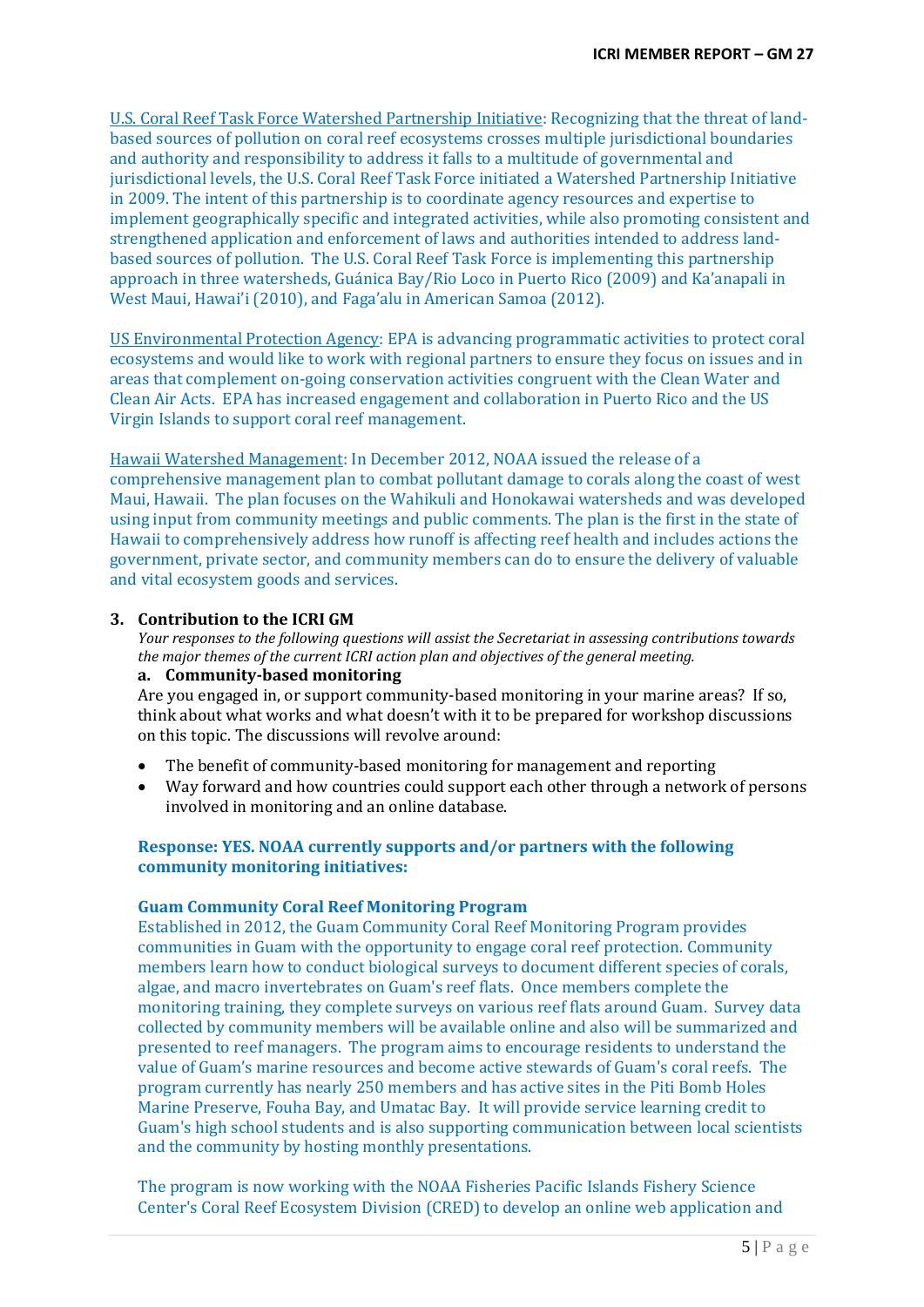U.S. Coral Reef Task Force Watershed Partnership Initiative: Recognizing that the threat of land-based sources of pollution on coral reef ecosystems crosses multiple jurisdictional boundaries and authority and responsibility to address it falls to a multitude of governmental and jurisdictional levels, the U.S. Coral Reef Task Force initiated a Watershed Partnership Initiative in 2009. The intent of this partnership is to coordinate agency resources and expertise to implement geographically specific and integrated activities, while also promoting consistent and strengthened application and enforcement of laws and authorities intended to address land-based sources of pollution. The U.S. Coral Reef Task Force is implementing this partnership approach in three watersheds, Guánica Bay/Rio Loco in Puerto Rico (2009) and Ka'anapali in West Maui, Hawai'i (2010), and Faga'alu in American Samoa (2012).

US Environmental Protection Agency: EPA is advancing programmatic activities to protect coral ecosystems and would like to work with regional partners to ensure they focus on issues and in areas that complement on-going conservation activities congruent with the Clean Water and Clean Air Acts. EPA has increased engagement and collaboration in Puerto Rico and the US Virgin Islands to support coral reef management.

Hawaii Watershed Management: In December 2012, NOAA issued the release of a comprehensive management plan to combat pollutant damage to corals along the coast of west Maui, Hawaii. The plan focuses on the Wahikuli and Honokawai watersheds and was developed using input from community meetings and public comments. The plan is the first in the state of Hawaii to comprehensively address how runoff is affecting reef health and includes actions the government, private sector, and community members can do to ensure the delivery of valuable and vital ecosystem goods and services.

## 3. Contribution to the ICRI GM

*Your responses to the following questions will assist the Secretariat in assessing contributions towards the major themes of the current ICRI action plan and objectives of the general meeting.*

### a. Community-based monitoring

Are you engaged in, or support community-based monitoring in your marine areas? If so, think about what works and what doesn't with it to be prepared for workshop discussions on this topic. The discussions will revolve around:

- The benefit of community-based monitoring for management and reporting
- Way forward and how countries could support each other through a network of persons involved in monitoring and an online database.

**Response: YES. NOAA currently supports and/or partners with the following community monitoring initiatives:**

**Guam Community Coral Reef Monitoring Program**

Established in 2012, the Guam Community Coral Reef Monitoring Program provides communities in Guam with the opportunity to engage coral reef protection. Community members learn how to conduct biological surveys to document different species of corals, algae, and macro invertebrates on Guam's reef flats. Once members complete the monitoring training, they complete surveys on various reef flats around Guam. Survey data collected by community members will be available online and also will be summarized and presented to reef managers. The program aims to encourage residents to understand the value of Guam's marine resources and become active stewards of Guam's coral reefs. The program currently has nearly 250 members and has active sites in the Piti Bomb Holes Marine Preserve, Fouha Bay, and Umatac Bay. It will provide service learning credit to Guam's high school students and is also supporting communication between local scientists and the community by hosting monthly presentations.

The program is now working with the NOAA Fisheries Pacific Islands Fishery Science Center's Coral Reef Ecosystem Division (CRED) to develop an online web application and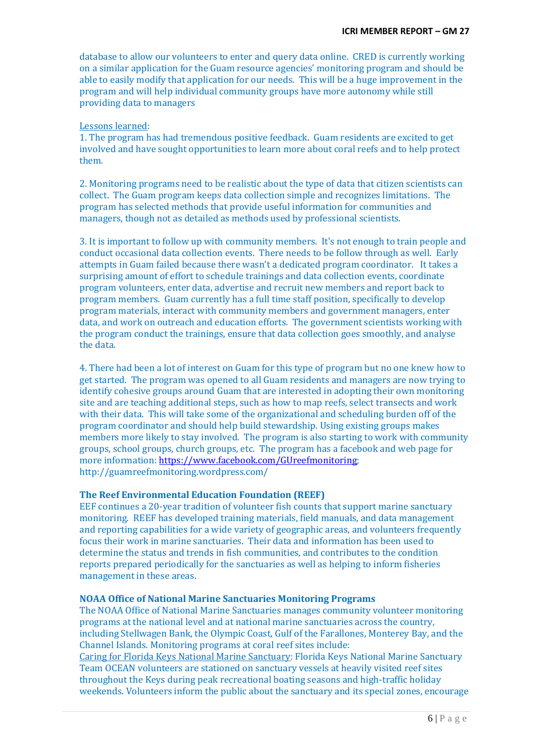database to allow our volunteers to enter and query data online. CRED is currently working on a similar application for the Guam resource agencies' monitoring program and should be able to easily modify that application for our needs. This will be a huge improvement in the program and will help individual community groups have more autonomy while still providing data to managers

Lessons learned:

1. The program has had tremendous positive feedback. Guam residents are excited to get involved and have sought opportunities to learn more about coral reefs and to help protect them.

2. Monitoring programs need to be realistic about the type of data that citizen scientists can collect. The Guam program keeps data collection simple and recognizes limitations. The program has selected methods that provide useful information for communities and managers, though not as detailed as methods used by professional scientists.

3. It is important to follow up with community members. It's not enough to train people and conduct occasional data collection events. There needs to be follow through as well. Early attempts in Guam failed because there wasn't a dedicated program coordinator. It takes a surprising amount of effort to schedule trainings and data collection events, coordinate program volunteers, enter data, advertise and recruit new members and report back to program members. Guam currently has a full time staff position, specifically to develop program materials, interact with community members and government managers, enter data, and work on outreach and education efforts. The government scientists working with the program conduct the trainings, ensure that data collection goes smoothly, and analyse the data.

4. There had been a lot of interest on Guam for this type of program but no one knew how to get started. The program was opened to all Guam residents and managers are now trying to identify cohesive groups around Guam that are interested in adopting their own monitoring site and are teaching additional steps, such as how to map reefs, select transects and work with their data. This will take some of the organizational and scheduling burden off of the program coordinator and should help build stewardship. Using existing groups makes members more likely to stay involved. The program is also starting to work with community groups, school groups, church groups, etc. The program has a facebook and web page for more information: https://www.facebook.com/GUreefmonitoring; http://guamreefmonitoring.wordpress.com/

### The Reef Environmental Education Foundation (REEF)

EEF continues a 20-year tradition of volunteer fish counts that support marine sanctuary monitoring. REEF has developed training materials, field manuals, and data management and reporting capabilities for a wide variety of geographic areas, and volunteers frequently focus their work in marine sanctuaries. Their data and information has been used to determine the status and trends in fish communities, and contributes to the condition reports prepared periodically for the sanctuaries as well as helping to inform fisheries management in these areas.

### NOAA Office of National Marine Sanctuaries Monitoring Programs

The NOAA Office of National Marine Sanctuaries manages community volunteer monitoring programs at the national level and at national marine sanctuaries across the country, including Stellwagen Bank, the Olympic Coast, Gulf of the Farallones, Monterey Bay, and the Channel Islands. Monitoring programs at coral reef sites include:

Caring for Florida Keys National Marine Sanctuary: Florida Keys National Marine Sanctuary Team OCEAN volunteers are stationed on sanctuary vessels at heavily visited reef sites throughout the Keys during peak recreational boating seasons and high-traffic holiday weekends. Volunteers inform the public about the sanctuary and its special zones, encourage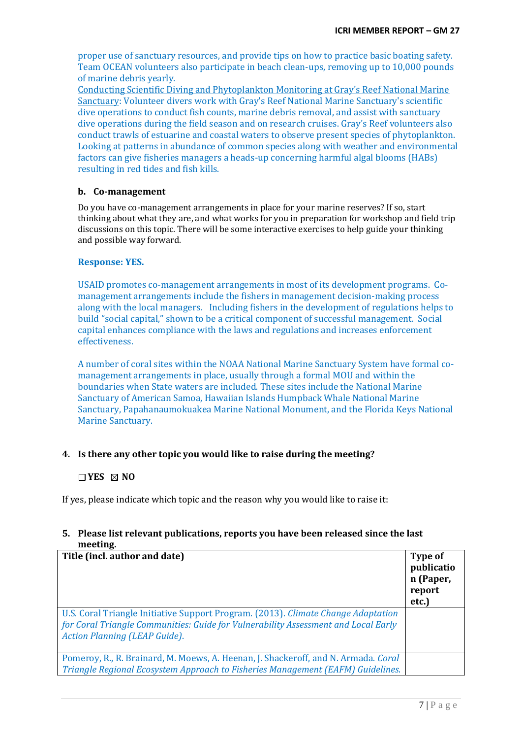proper use of sanctuary resources, and provide tips on how to practice basic boating safety. Team OCEAN volunteers also participate in beach clean-ups, removing up to 10,000 pounds of marine debris yearly.

Conducting Scientific Diving and Phytoplankton Monitoring at Gray's Reef National Marine Sanctuary: Volunteer divers work with Gray's Reef National Marine Sanctuary's scientific dive operations to conduct fish counts, marine debris removal, and assist with sanctuary dive operations during the field season and on research cruises. Gray's Reef volunteers also conduct trawls of estuarine and coastal waters to observe present species of phytoplankton. Looking at patterns in abundance of common species along with weather and environmental factors can give fisheries managers a heads-up concerning harmful algal blooms (HABs) resulting in red tides and fish kills.

**b. Co-management**

Do you have co-management arrangements in place for your marine reserves? If so, start thinking about what they are, and what works for you in preparation for workshop and field trip discussions on this topic. There will be some interactive exercises to help guide your thinking and possible way forward.

**Response: YES.**

USAID promotes co-management arrangements in most of its development programs. Co-management arrangements include the fishers in management decision-making process along with the local managers. Including fishers in the development of regulations helps to build "social capital," shown to be a critical component of successful management. Social capital enhances compliance with the laws and regulations and increases enforcement effectiveness.

A number of coral sites within the NOAA National Marine Sanctuary System have formal co-management arrangements in place, usually through a formal MOU and within the boundaries when State waters are included. These sites include the National Marine Sanctuary of American Samoa, Hawaiian Islands Humpback Whale National Marine Sanctuary, Papahanaumokuakea Marine National Monument, and the Florida Keys National Marine Sanctuary.

**4. Is there any other topic you would like to raise during the meeting?**

☐ **YES** ☒ **NO**

If yes, please indicate which topic and the reason why you would like to raise it:

**5. Please list relevant publications, reports you have been released since the last meeting.**

| **Title (incl. author and date)** | **Type of publication (Paper, report etc.)** |
|---|---|
| U.S. Coral Triangle Initiative Support Program. (2013). *Climate Change Adaptation for Coral Triangle Communities: Guide for Vulnerability Assessment and Local Early Action Planning (LEAP Guide).* | |
| Pomeroy, R., R. Brainard, M. Moews, A. Heenan, J. Shackeroff, and N. Armada. *Coral Triangle Regional Ecosystem Approach to Fisheries Management (EAFM) Guidelines.* | |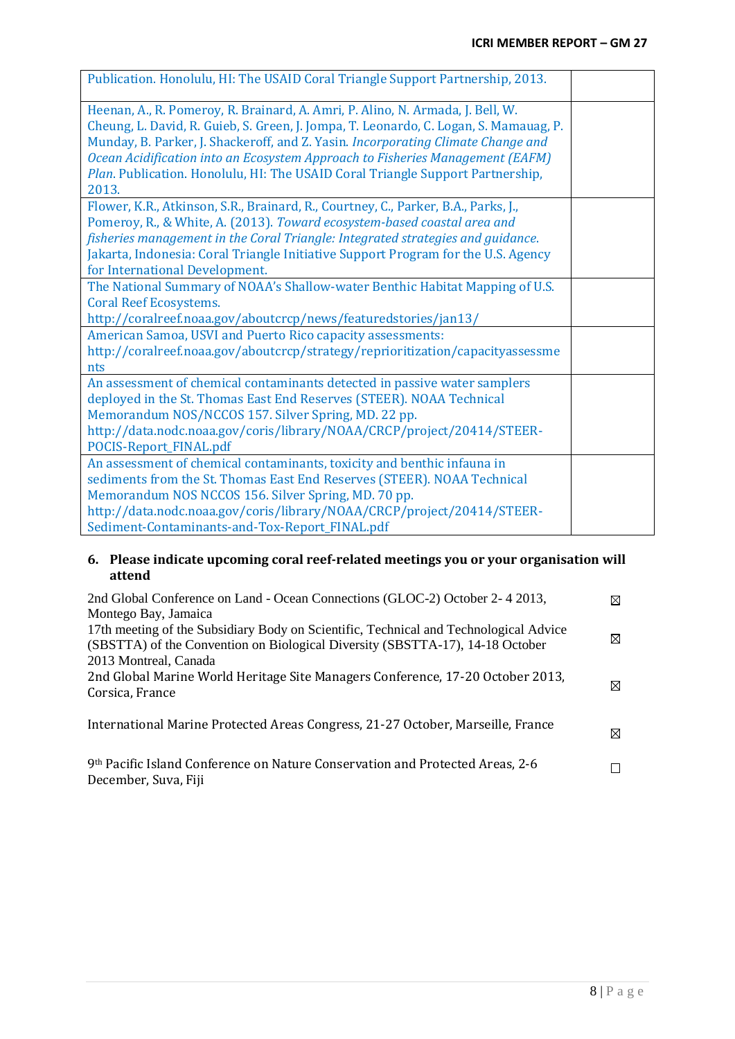| | |
|---|---|
| Publication. Honolulu, HI: The USAID Coral Triangle Support Partnership, 2013. | |
| Heenan, A., R. Pomeroy, R. Brainard, A. Amri, P. Alino, N. Armada, J. Bell, W. Cheung, L. David, R. Guieb, S. Green, J. Jompa, T. Leonardo, C. Logan, S. Mamauag, P. Munday, B. Parker, J. Shackeroff, and Z. Yasin. *Incorporating Climate Change and Ocean Acidification into an Ecosystem Approach to Fisheries Management (EAFM) Plan*. Publication. Honolulu, HI: The USAID Coral Triangle Support Partnership, 2013. | |
| Flower, K.R., Atkinson, S.R., Brainard, R., Courtney, C., Parker, B.A., Parks, J., Pomeroy, R., & White, A. (2013). *Toward ecosystem-based coastal area and fisheries management in the Coral Triangle: Integrated strategies and guidance*. Jakarta, Indonesia: Coral Triangle Initiative Support Program for the U.S. Agency for International Development. | |
| The National Summary of NOAA's Shallow-water Benthic Habitat Mapping of U.S. Coral Reef Ecosystems. http://coralreef.noaa.gov/aboutcrcp/news/featuredstories/jan13/ | |
| American Samoa, USVI and Puerto Rico capacity assessments: http://coralreef.noaa.gov/aboutcrcp/strategy/reprioritization/capacityassessments | |
| An assessment of chemical contaminants detected in passive water samplers deployed in the St. Thomas East End Reserves (STEER). NOAA Technical Memorandum NOS/NCCOS 157. Silver Spring, MD. 22 pp. http://data.nodc.noaa.gov/coris/library/NOAA/CRCP/project/20414/STEER-POCIS-Report_FINAL.pdf | |
| An assessment of chemical contaminants, toxicity and benthic infauna in sediments from the St. Thomas East End Reserves (STEER). NOAA Technical Memorandum NOS NCCOS 156. Silver Spring, MD. 70 pp. http://data.nodc.noaa.gov/coris/library/NOAA/CRCP/project/20414/STEER-Sediment-Contaminants-and-Tox-Report_FINAL.pdf | |

**6. Please indicate upcoming coral reef-related meetings you or your organisation will attend**

| | |
|---|---|
| 2nd Global Conference on Land - Ocean Connections (GLOC-2) October 2- 4 2013, Montego Bay, Jamaica | ☒ |
| 17th meeting of the Subsidiary Body on Scientific, Technical and Technological Advice (SBSTTA) of the Convention on Biological Diversity (SBSTTA-17), 14-18 October 2013 Montreal, Canada | ☒ |
| 2nd Global Marine World Heritage Site Managers Conference, 17-20 October 2013, Corsica, France | ☒ |
| International Marine Protected Areas Congress, 21-27 October, Marseille, France | ☒ |
| 9th Pacific Island Conference on Nature Conservation and Protected Areas, 2-6 December, Suva, Fiji | ☐ |